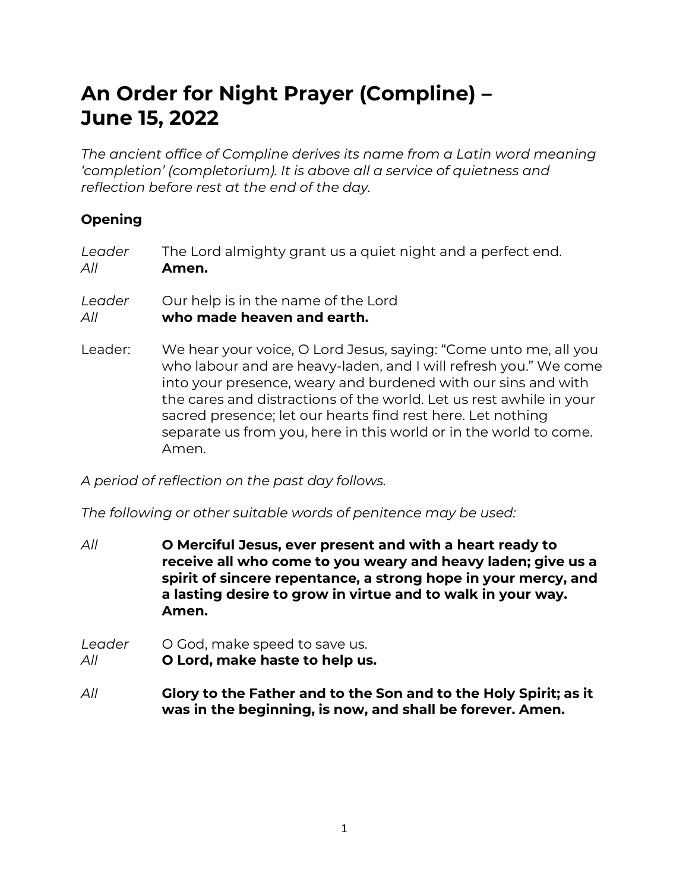# An Order for Night Prayer (Compline) – June 15, 2022

*The ancient office of Compline derives its name from a Latin word meaning 'completion' (completorium). It is above all a service of quietness and reflection before rest at the end of the day.*

### Opening

*Leader* The Lord almighty grant us a quiet night and a perfect end.
*All* **Amen.**

*Leader* Our help is in the name of the Lord
*All* **who made heaven and earth.**

Leader: We hear your voice, O Lord Jesus, saying: "Come unto me, all you who labour and are heavy-laden, and I will refresh you." We come into your presence, weary and burdened with our sins and with the cares and distractions of the world. Let us rest awhile in your sacred presence; let our hearts find rest here. Let nothing separate us from you, here in this world or in the world to come. Amen.

*A period of reflection on the past day follows.*

*The following or other suitable words of penitence may be used:*

*All* **O Merciful Jesus, ever present and with a heart ready to receive all who come to you weary and heavy laden; give us a spirit of sincere repentance, a strong hope in your mercy, and a lasting desire to grow in virtue and to walk in your way. Amen.**

*Leader* O God, make speed to save us.
*All* **O Lord, make haste to help us.**

*All* **Glory to the Father and to the Son and to the Holy Spirit; as it was in the beginning, is now, and shall be forever. Amen.**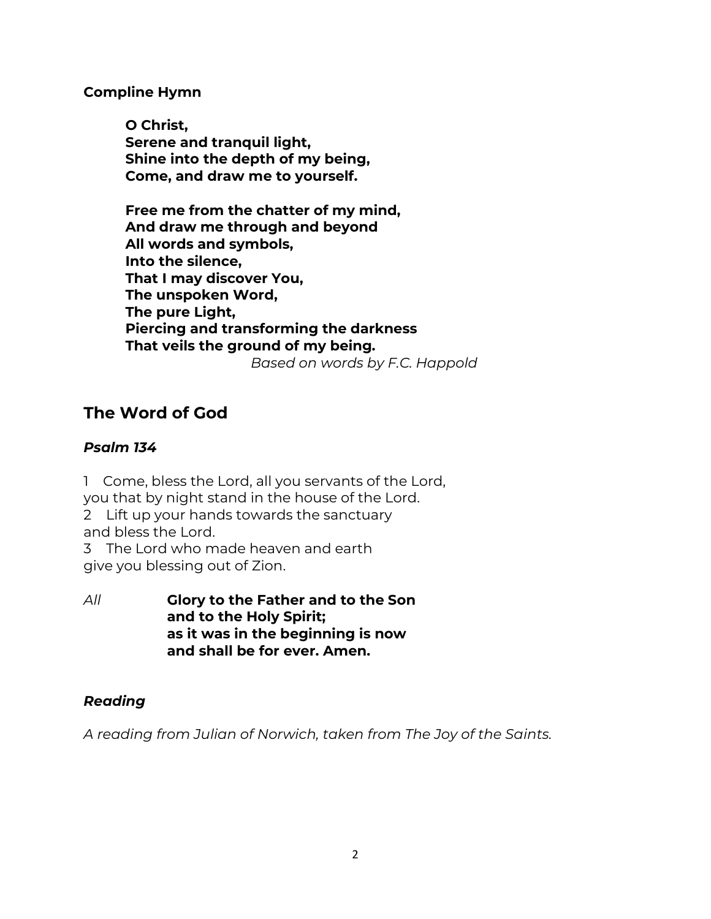**Compline Hymn**

**O Christ,**
**Serene and tranquil light,**
**Shine into the depth of my being,**
**Come, and draw me to yourself.**

**Free me from the chatter of my mind,**
**And draw me through and beyond**
**All words and symbols,**
**Into the silence,**
**That I may discover You,**
**The unspoken Word,**
**The pure Light,**
**Piercing and transforming the darkness**
**That veils the ground of my being.**

*Based on words by F.C. Happold*

## The Word of God

### *Psalm 134*

1 Come, bless the Lord, all you servants of the Lord,
you that by night stand in the house of the Lord.
2 Lift up your hands towards the sanctuary
and bless the Lord.
3 The Lord who made heaven and earth
give you blessing out of Zion.

*All* **Glory to the Father and to the Son**
**and to the Holy Spirit;**
**as it was in the beginning is now**
**and shall be for ever. Amen.**

### *Reading*

*A reading from Julian of Norwich, taken from The Joy of the Saints.*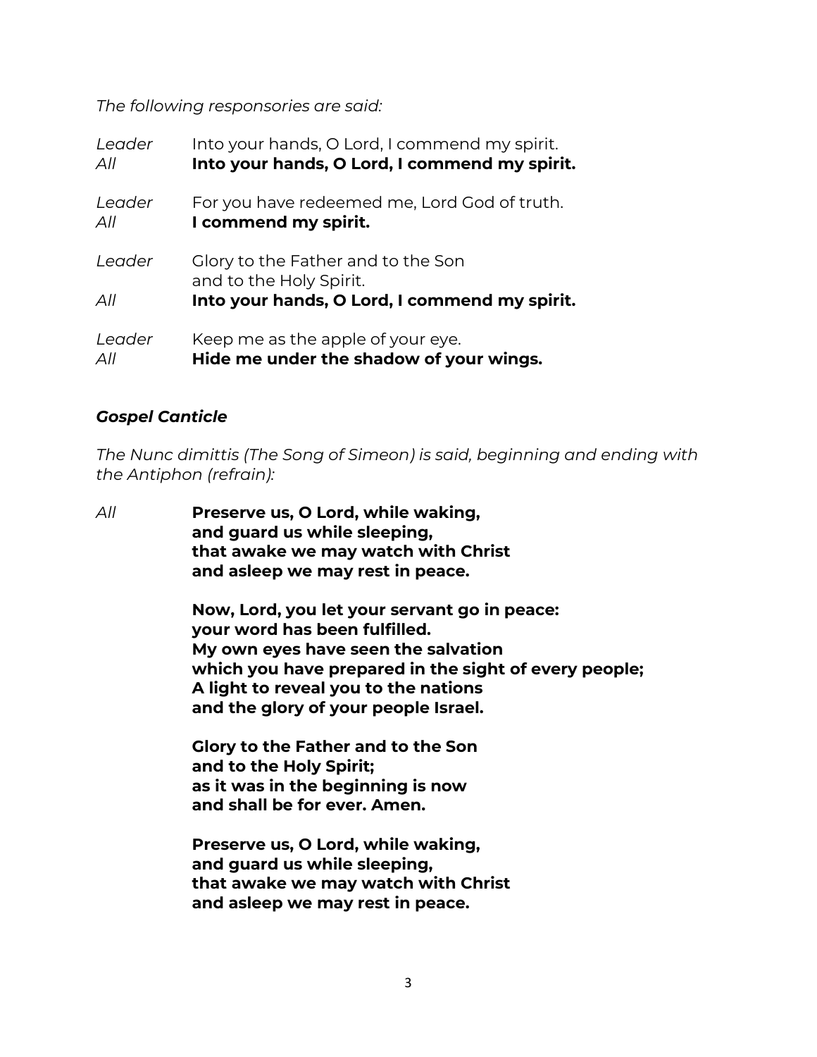*The following responsories are said:*

*Leader* Into your hands, O Lord, I commend my spirit.
*All* **Into your hands, O Lord, I commend my spirit.**

*Leader* For you have redeemed me, Lord God of truth.
*All* **I commend my spirit.**

*Leader* Glory to the Father and to the Son
and to the Holy Spirit.
*All* **Into your hands, O Lord, I commend my spirit.**

*Leader* Keep me as the apple of your eye.
*All* **Hide me under the shadow of your wings.**

### *Gospel Canticle*

*The Nunc dimittis (The Song of Simeon) is said, beginning and ending with the Antiphon (refrain):*

*All* **Preserve us, O Lord, while waking,**
**and guard us while sleeping,**
**that awake we may watch with Christ**
**and asleep we may rest in peace.**

**Now, Lord, you let your servant go in peace:**
**your word has been fulfilled.**
**My own eyes have seen the salvation**
**which you have prepared in the sight of every people;**
**A light to reveal you to the nations**
**and the glory of your people Israel.**

**Glory to the Father and to the Son**
**and to the Holy Spirit;**
**as it was in the beginning is now**
**and shall be for ever. Amen.**

**Preserve us, O Lord, while waking,**
**and guard us while sleeping,**
**that awake we may watch with Christ**
**and asleep we may rest in peace.**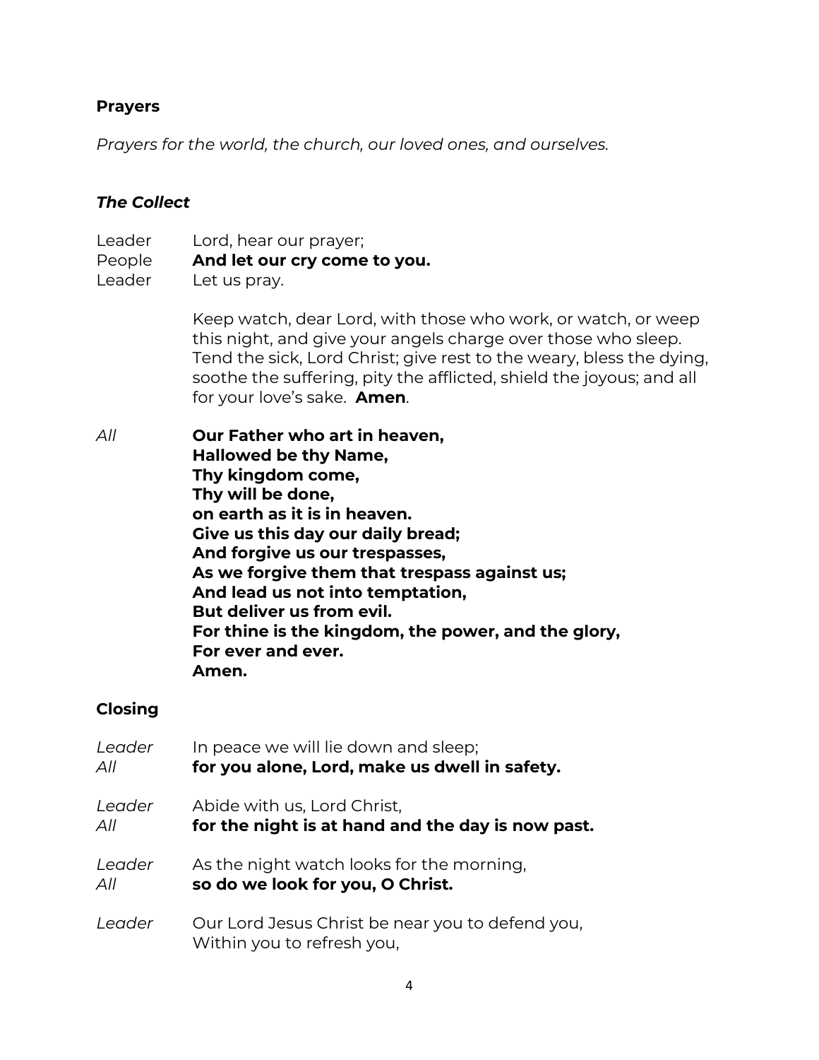### Prayers

*Prayers for the world, the church, our loved ones, and ourselves.*

### *The Collect*

Leader Lord, hear our prayer;
People **And let our cry come to you.**
Leader Let us pray.

Keep watch, dear Lord, with those who work, or watch, or weep this night, and give your angels charge over those who sleep. Tend the sick, Lord Christ; give rest to the weary, bless the dying, soothe the suffering, pity the afflicted, shield the joyous; and all for your love's sake. **Amen**.

*All* **Our Father who art in heaven,**
**Hallowed be thy Name,**
**Thy kingdom come,**
**Thy will be done,**
**on earth as it is in heaven.**
**Give us this day our daily bread;**
**And forgive us our trespasses,**
**As we forgive them that trespass against us;**
**And lead us not into temptation,**
**But deliver us from evil.**
**For thine is the kingdom, the power, and the glory,**
**For ever and ever.**
**Amen.**

### Closing

*Leader* In peace we will lie down and sleep;
*All* **for you alone, Lord, make us dwell in safety.**

*Leader* Abide with us, Lord Christ,
*All* **for the night is at hand and the day is now past.**

*Leader* As the night watch looks for the morning,
*All* **so do we look for you, O Christ.**

*Leader* Our Lord Jesus Christ be near you to defend you,
Within you to refresh you,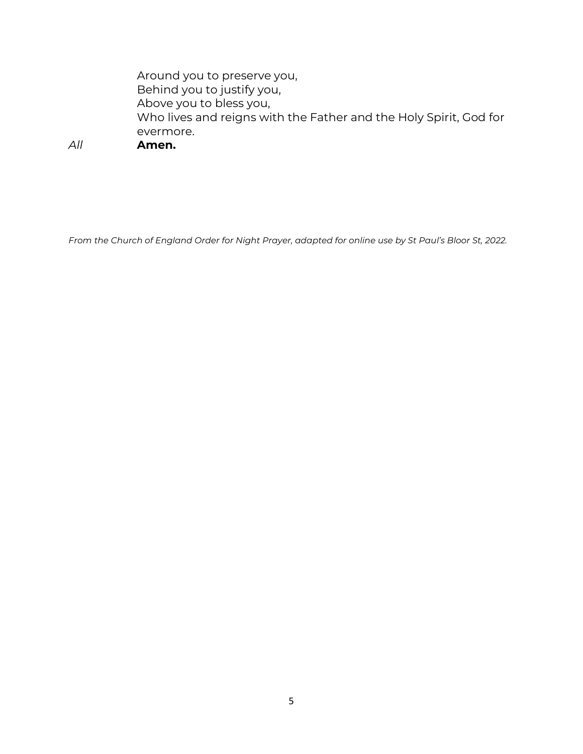Around you to preserve you,
Behind you to justify you,
Above you to bless you,
Who lives and reigns with the Father and the Holy Spirit, God for evermore.

*All* **Amen.**

*From the Church of England Order for Night Prayer, adapted for online use by St Paul's Bloor St, 2022.*